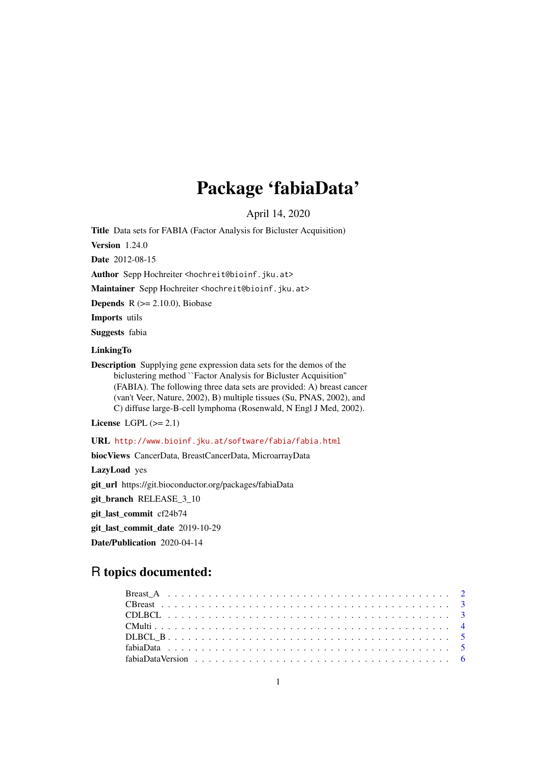# Package 'fabiaData'

April 14, 2020

**Title** Data sets for FABIA (Factor Analysis for Bicluster Acquisition)

**Version** 1.24.0

**Date** 2012-08-15

**Author** Sepp Hochreiter <hochreit@bioinf.jku.at>

**Maintainer** Sepp Hochreiter <hochreit@bioinf.jku.at>

**Depends** R (>= 2.10.0), Biobase

**Imports** utils

**Suggests** fabia

**LinkingTo**

**Description** Supplying gene expression data sets for the demos of the biclustering method ``Factor Analysis for Bicluster Acquisition'' (FABIA). The following three data sets are provided: A) breast cancer (van't Veer, Nature, 2002), B) multiple tissues (Su, PNAS, 2002), and C) diffuse large-B-cell lymphoma (Rosenwald, N Engl J Med, 2002).

**License** LGPL (>= 2.1)

**URL** http://www.bioinf.jku.at/software/fabia/fabia.html

**biocViews** CancerData, BreastCancerData, MicroarrayData

**LazyLoad** yes

**git_url** https://git.bioconductor.org/packages/fabiaData

**git_branch** RELEASE_3_10

**git_last_commit** cf24b74

**git_last_commit_date** 2019-10-29

**Date/Publication** 2020-04-14

## R topics documented:

- Breast_A . . . . . . . . . . . . . . . . . . . . . . . . . . . . . . . . . . . . . . . . . 2
- CBreast . . . . . . . . . . . . . . . . . . . . . . . . . . . . . . . . . . . . . . . . . 3
- CDLBCL . . . . . . . . . . . . . . . . . . . . . . . . . . . . . . . . . . . . . . . . . 3
- CMulti . . . . . . . . . . . . . . . . . . . . . . . . . . . . . . . . . . . . . . . . . 4
- DLBCL_B . . . . . . . . . . . . . . . . . . . . . . . . . . . . . . . . . . . . . . . . . 5
- fabiaData . . . . . . . . . . . . . . . . . . . . . . . . . . . . . . . . . . . . . . . . . 5
- fabiaDataVersion . . . . . . . . . . . . . . . . . . . . . . . . . . . . . . . . . . . . . . 6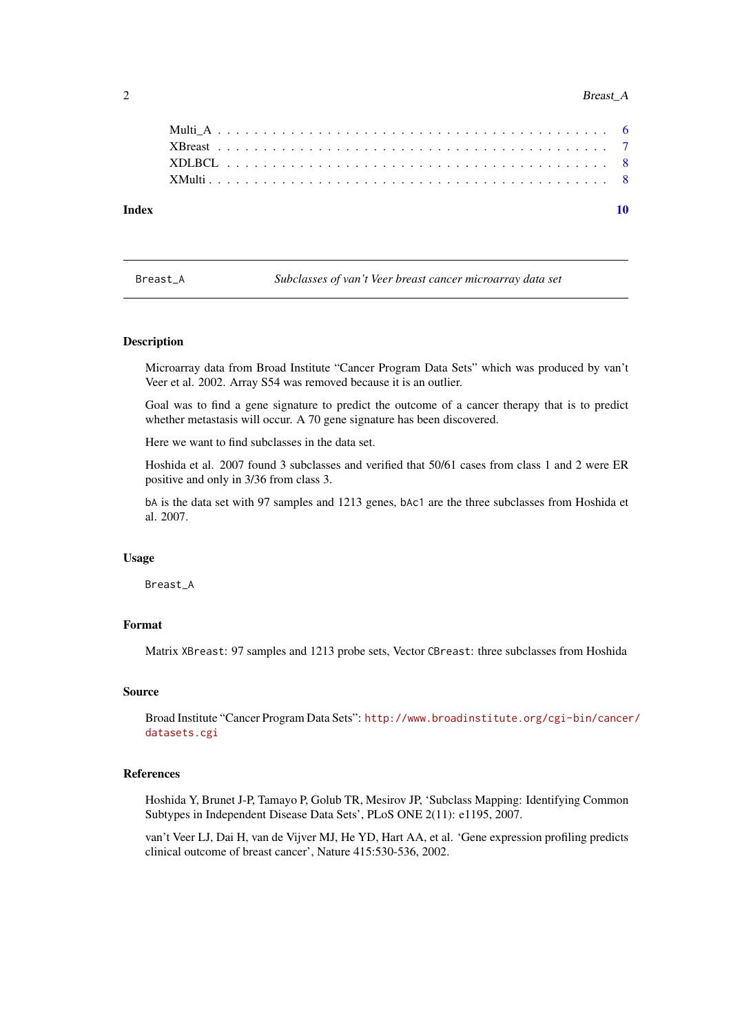Multi_A . . . . . . . . . . . . . . . . . . . . . . . . . . . . . . . . . . . . . . . . . 6
XBreast . . . . . . . . . . . . . . . . . . . . . . . . . . . . . . . . . . . . . . . . . 7
XDLBCL . . . . . . . . . . . . . . . . . . . . . . . . . . . . . . . . . . . . . . . . . 8
XMulti . . . . . . . . . . . . . . . . . . . . . . . . . . . . . . . . . . . . . . . . . . 8

**Index** **10**

---

Breast_A *Subclasses of van't Veer breast cancer microarray data set*

---

### Description

Microarray data from Broad Institute "Cancer Program Data Sets" which was produced by van't Veer et al. 2002. Array S54 was removed because it is an outlier.

Goal was to find a gene signature to predict the outcome of a cancer therapy that is to predict whether metastasis will occur. A 70 gene signature has been discovered.

Here we want to find subclasses in the data set.

Hoshida et al. 2007 found 3 subclasses and verified that 50/61 cases from class 1 and 2 were ER positive and only in 3/36 from class 3.

`bA` is the data set with 97 samples and 1213 genes, `bAc1` are the three subclasses from Hoshida et al. 2007.

### Usage

```
Breast_A
```

### Format

Matrix `XBreast`: 97 samples and 1213 probe sets, Vector `CBreast`: three subclasses from Hoshida

### Source

Broad Institute "Cancer Program Data Sets": `http://www.broadinstitute.org/cgi-bin/cancer/datasets.cgi`

### References

Hoshida Y, Brunet J-P, Tamayo P, Golub TR, Mesirov JP, 'Subclass Mapping: Identifying Common Subtypes in Independent Disease Data Sets', PLoS ONE 2(11): e1195, 2007.

van't Veer LJ, Dai H, van de Vijver MJ, He YD, Hart AA, et al. 'Gene expression profiling predicts clinical outcome of breast cancer', Nature 415:530-536, 2002.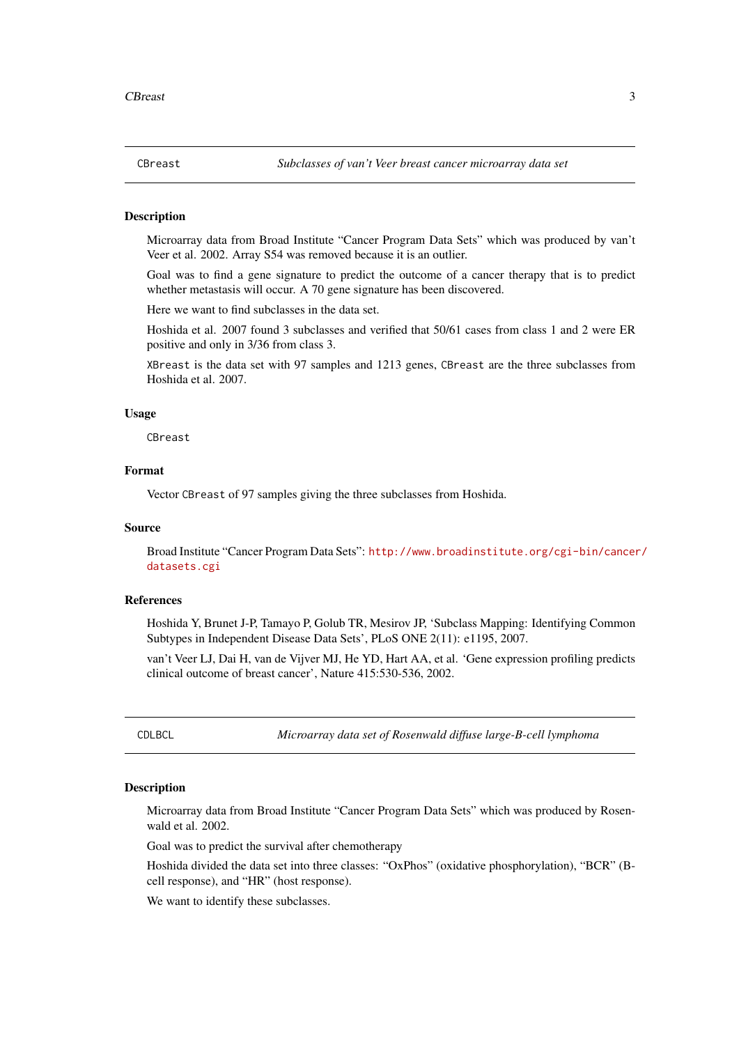## CBreast — *Subclasses of van't Veer breast cancer microarray data set*

### Description

Microarray data from Broad Institute "Cancer Program Data Sets" which was produced by van't Veer et al. 2002. Array S54 was removed because it is an outlier.

Goal was to find a gene signature to predict the outcome of a cancer therapy that is to predict whether metastasis will occur. A 70 gene signature has been discovered.

Here we want to find subclasses in the data set.

Hoshida et al. 2007 found 3 subclasses and verified that 50/61 cases from class 1 and 2 were ER positive and only in 3/36 from class 3.

`XBreast` is the data set with 97 samples and 1213 genes, `CBreast` are the three subclasses from Hoshida et al. 2007.

### Usage

```
CBreast
```

### Format

Vector `CBreast` of 97 samples giving the three subclasses from Hoshida.

### Source

Broad Institute "Cancer Program Data Sets": http://www.broadinstitute.org/cgi-bin/cancer/datasets.cgi

### References

Hoshida Y, Brunet J-P, Tamayo P, Golub TR, Mesirov JP, 'Subclass Mapping: Identifying Common Subtypes in Independent Disease Data Sets', PLoS ONE 2(11): e1195, 2007.

van't Veer LJ, Dai H, van de Vijver MJ, He YD, Hart AA, et al. 'Gene expression profiling predicts clinical outcome of breast cancer', Nature 415:530-536, 2002.

## CDLBCL — *Microarray data set of Rosenwald diffuse large-B-cell lymphoma*

### Description

Microarray data from Broad Institute "Cancer Program Data Sets" which was produced by Rosenwald et al. 2002.

Goal was to predict the survival after chemotherapy

Hoshida divided the data set into three classes: "OxPhos" (oxidative phosphorylation), "BCR" (B-cell response), and "HR" (host response).

We want to identify these subclasses.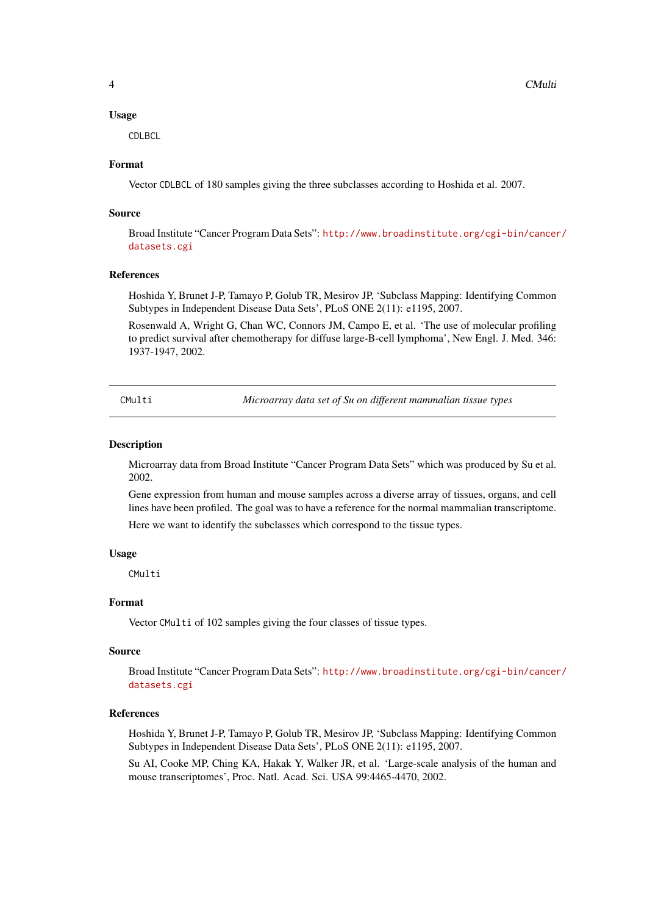### Usage

```
CDLBCL
```

### Format

Vector `CDLBCL` of 180 samples giving the three subclasses according to Hoshida et al. 2007.

### Source

Broad Institute "Cancer Program Data Sets": http://www.broadinstitute.org/cgi-bin/cancer/datasets.cgi

### References

Hoshida Y, Brunet J-P, Tamayo P, Golub TR, Mesirov JP, 'Subclass Mapping: Identifying Common Subtypes in Independent Disease Data Sets', PLoS ONE 2(11): e1195, 2007.

Rosenwald A, Wright G, Chan WC, Connors JM, Campo E, et al. 'The use of molecular profiling to predict survival after chemotherapy for diffuse large-B-cell lymphoma', New Engl. J. Med. 346: 1937-1947, 2002.

---

## CMulti — *Microarray data set of Su on different mammalian tissue types*

### Description

Microarray data from Broad Institute "Cancer Program Data Sets" which was produced by Su et al. 2002.

Gene expression from human and mouse samples across a diverse array of tissues, organs, and cell lines have been profiled. The goal was to have a reference for the normal mammalian transcriptome.

Here we want to identify the subclasses which correspond to the tissue types.

### Usage

```
CMulti
```

### Format

Vector `CMulti` of 102 samples giving the four classes of tissue types.

### Source

Broad Institute "Cancer Program Data Sets": http://www.broadinstitute.org/cgi-bin/cancer/datasets.cgi

### References

Hoshida Y, Brunet J-P, Tamayo P, Golub TR, Mesirov JP, 'Subclass Mapping: Identifying Common Subtypes in Independent Disease Data Sets', PLoS ONE 2(11): e1195, 2007.

Su AI, Cooke MP, Ching KA, Hakak Y, Walker JR, et al. 'Large-scale analysis of the human and mouse transcriptomes', Proc. Natl. Acad. Sci. USA 99:4465-4470, 2002.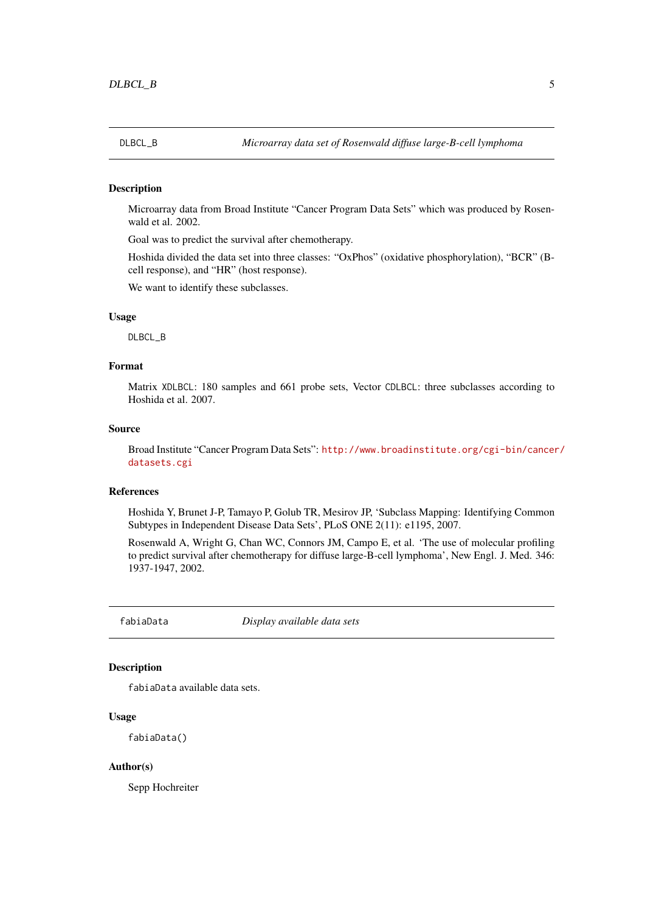## DLBCL_B — *Microarray data set of Rosenwald diffuse large-B-cell lymphoma*

### Description

Microarray data from Broad Institute “Cancer Program Data Sets” which was produced by Rosenwald et al. 2002.

Goal was to predict the survival after chemotherapy.

Hoshida divided the data set into three classes: “OxPhos” (oxidative phosphorylation), “BCR” (B-cell response), and “HR” (host response).

We want to identify these subclasses.

### Usage

```
DLBCL_B
```

### Format

Matrix `XDLBCL`: 180 samples and 661 probe sets, Vector `CDLBCL`: three subclasses according to Hoshida et al. 2007.

### Source

Broad Institute “Cancer Program Data Sets”: http://www.broadinstitute.org/cgi-bin/cancer/datasets.cgi

### References

Hoshida Y, Brunet J-P, Tamayo P, Golub TR, Mesirov JP, ‘Subclass Mapping: Identifying Common Subtypes in Independent Disease Data Sets’, PLoS ONE 2(11): e1195, 2007.

Rosenwald A, Wright G, Chan WC, Connors JM, Campo E, et al. ‘The use of molecular profiling to predict survival after chemotherapy for diffuse large-B-cell lymphoma’, New Engl. J. Med. 346: 1937-1947, 2002.

## fabiaData — *Display available data sets*

### Description

`fabiaData` available data sets.

### Usage

```
fabiaData()
```

### Author(s)

Sepp Hochreiter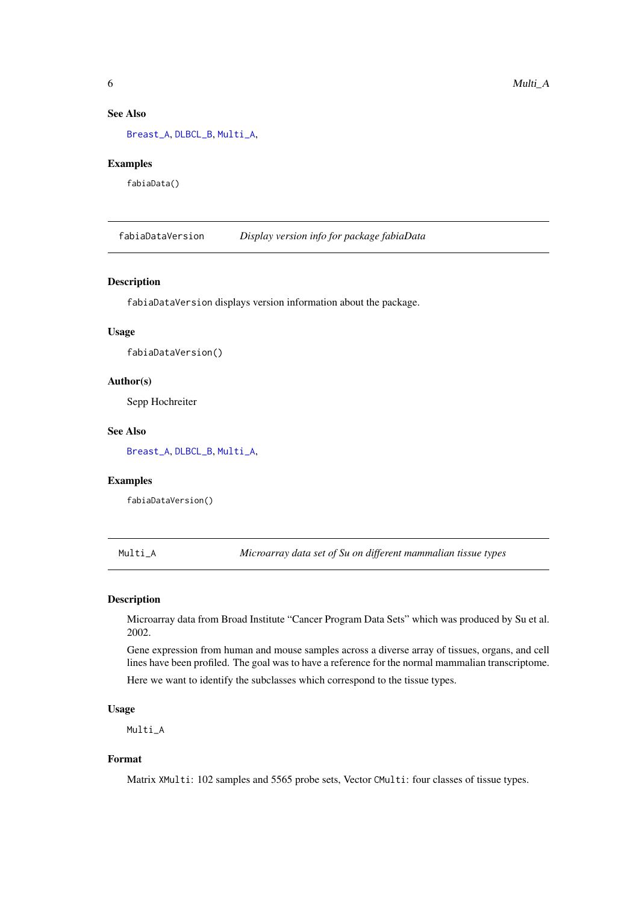### See Also

Breast_A, DLBCL_B, Multi_A,

### Examples

```
fabiaData()
```

---

## fabiaDataVersion — *Display version info for package fabiaData*

### Description

`fabiaDataVersion` displays version information about the package.

### Usage

```
fabiaDataVersion()
```

### Author(s)

Sepp Hochreiter

### See Also

Breast_A, DLBCL_B, Multi_A,

### Examples

```
fabiaDataVersion()
```

---

## Multi_A — *Microarray data set of Su on different mammalian tissue types*

### Description

Microarray data from Broad Institute "Cancer Program Data Sets" which was produced by Su et al. 2002.

Gene expression from human and mouse samples across a diverse array of tissues, organs, and cell lines have been profiled. The goal was to have a reference for the normal mammalian transcriptome.

Here we want to identify the subclasses which correspond to the tissue types.

### Usage

```
Multi_A
```

### Format

Matrix `XMulti`: 102 samples and 5565 probe sets, Vector `CMulti`: four classes of tissue types.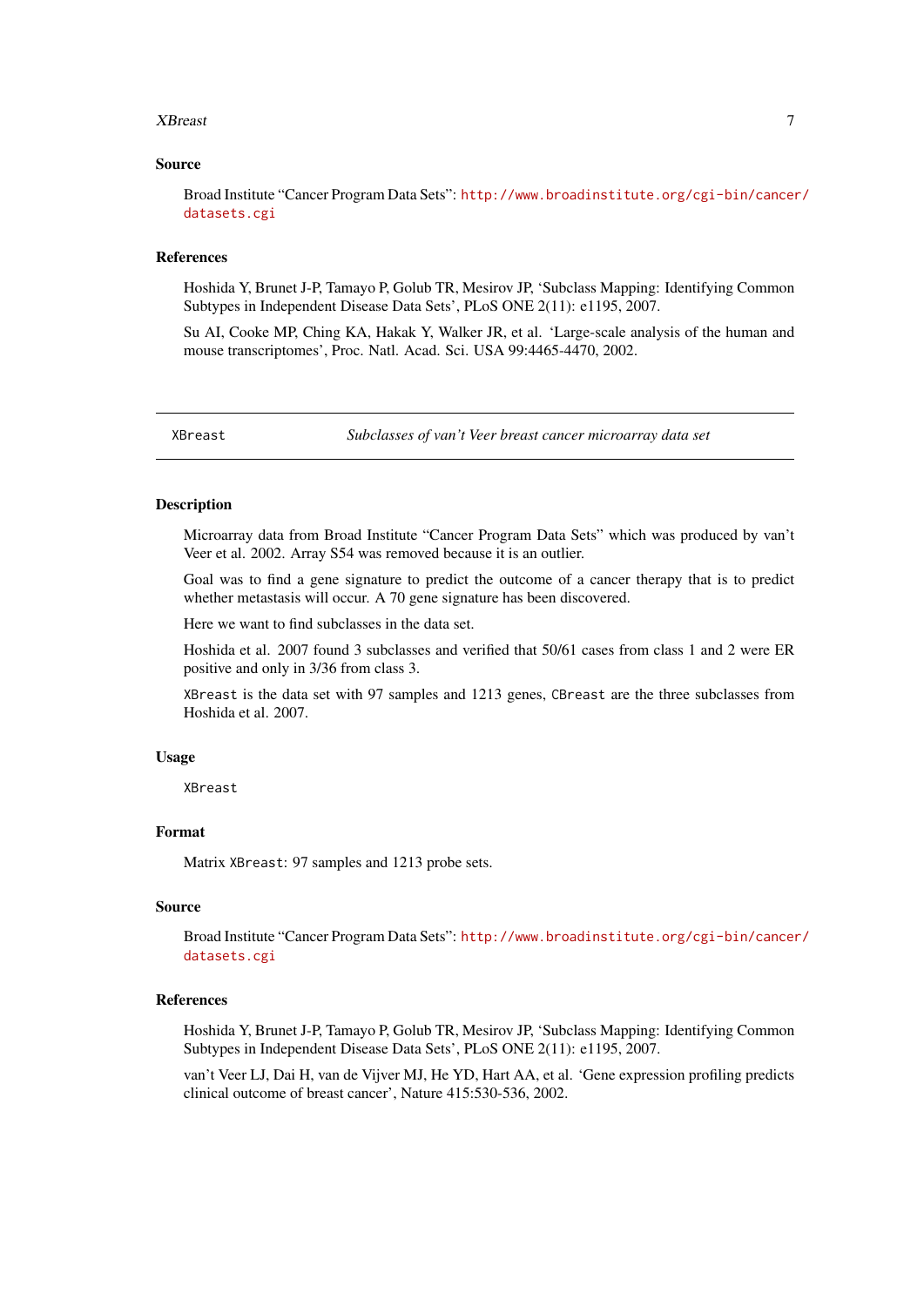### Source

Broad Institute "Cancer Program Data Sets": http://www.broadinstitute.org/cgi-bin/cancer/datasets.cgi

### References

Hoshida Y, Brunet J-P, Tamayo P, Golub TR, Mesirov JP, 'Subclass Mapping: Identifying Common Subtypes in Independent Disease Data Sets', PLoS ONE 2(11): e1195, 2007.

Su AI, Cooke MP, Ching KA, Hakak Y, Walker JR, et al. 'Large-scale analysis of the human and mouse transcriptomes', Proc. Natl. Acad. Sci. USA 99:4465-4470, 2002.

---

## XBreast — *Subclasses of van't Veer breast cancer microarray data set*

### Description

Microarray data from Broad Institute "Cancer Program Data Sets" which was produced by van't Veer et al. 2002. Array S54 was removed because it is an outlier.

Goal was to find a gene signature to predict the outcome of a cancer therapy that is to predict whether metastasis will occur. A 70 gene signature has been discovered.

Here we want to find subclasses in the data set.

Hoshida et al. 2007 found 3 subclasses and verified that 50/61 cases from class 1 and 2 were ER positive and only in 3/36 from class 3.

`XBreast` is the data set with 97 samples and 1213 genes, `CBreast` are the three subclasses from Hoshida et al. 2007.

### Usage

```
XBreast
```

### Format

Matrix `XBreast`: 97 samples and 1213 probe sets.

### Source

Broad Institute "Cancer Program Data Sets": http://www.broadinstitute.org/cgi-bin/cancer/datasets.cgi

### References

Hoshida Y, Brunet J-P, Tamayo P, Golub TR, Mesirov JP, 'Subclass Mapping: Identifying Common Subtypes in Independent Disease Data Sets', PLoS ONE 2(11): e1195, 2007.

van't Veer LJ, Dai H, van de Vijver MJ, He YD, Hart AA, et al. 'Gene expression profiling predicts clinical outcome of breast cancer', Nature 415:530-536, 2002.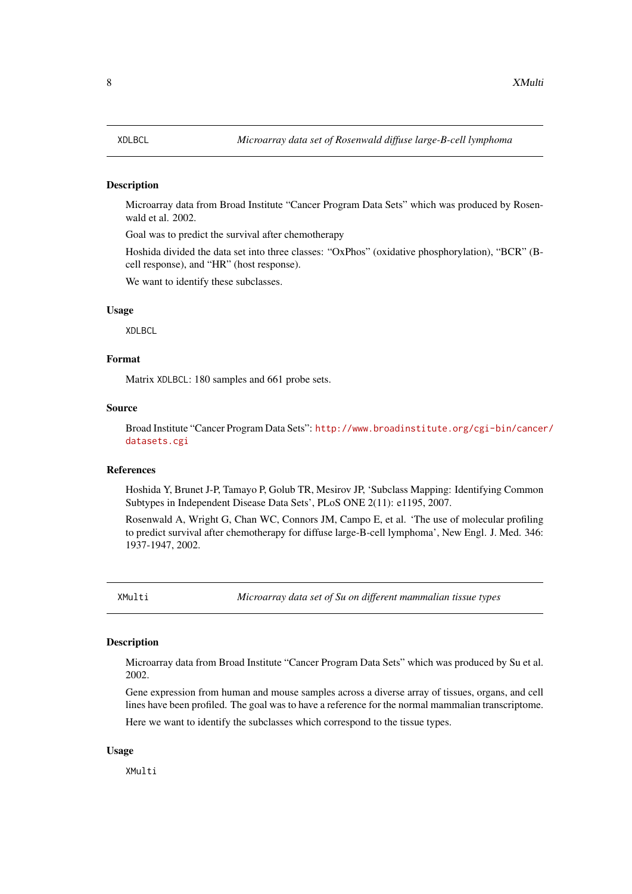## XDLBCL — *Microarray data set of Rosenwald diffuse large-B-cell lymphoma*

### Description

Microarray data from Broad Institute "Cancer Program Data Sets" which was produced by Rosenwald et al. 2002.

Goal was to predict the survival after chemotherapy

Hoshida divided the data set into three classes: "OxPhos" (oxidative phosphorylation), "BCR" (B-cell response), and "HR" (host response).

We want to identify these subclasses.

### Usage

```
XDLBCL
```

### Format

Matrix `XDLBCL`: 180 samples and 661 probe sets.

### Source

Broad Institute "Cancer Program Data Sets": http://www.broadinstitute.org/cgi-bin/cancer/datasets.cgi

### References

Hoshida Y, Brunet J-P, Tamayo P, Golub TR, Mesirov JP, 'Subclass Mapping: Identifying Common Subtypes in Independent Disease Data Sets', PLoS ONE 2(11): e1195, 2007.

Rosenwald A, Wright G, Chan WC, Connors JM, Campo E, et al. 'The use of molecular profiling to predict survival after chemotherapy for diffuse large-B-cell lymphoma', New Engl. J. Med. 346: 1937-1947, 2002.

## XMulti — *Microarray data set of Su on different mammalian tissue types*

### Description

Microarray data from Broad Institute "Cancer Program Data Sets" which was produced by Su et al. 2002.

Gene expression from human and mouse samples across a diverse array of tissues, organs, and cell lines have been profiled. The goal was to have a reference for the normal mammalian transcriptome.

Here we want to identify the subclasses which correspond to the tissue types.

### Usage

```
XMulti
```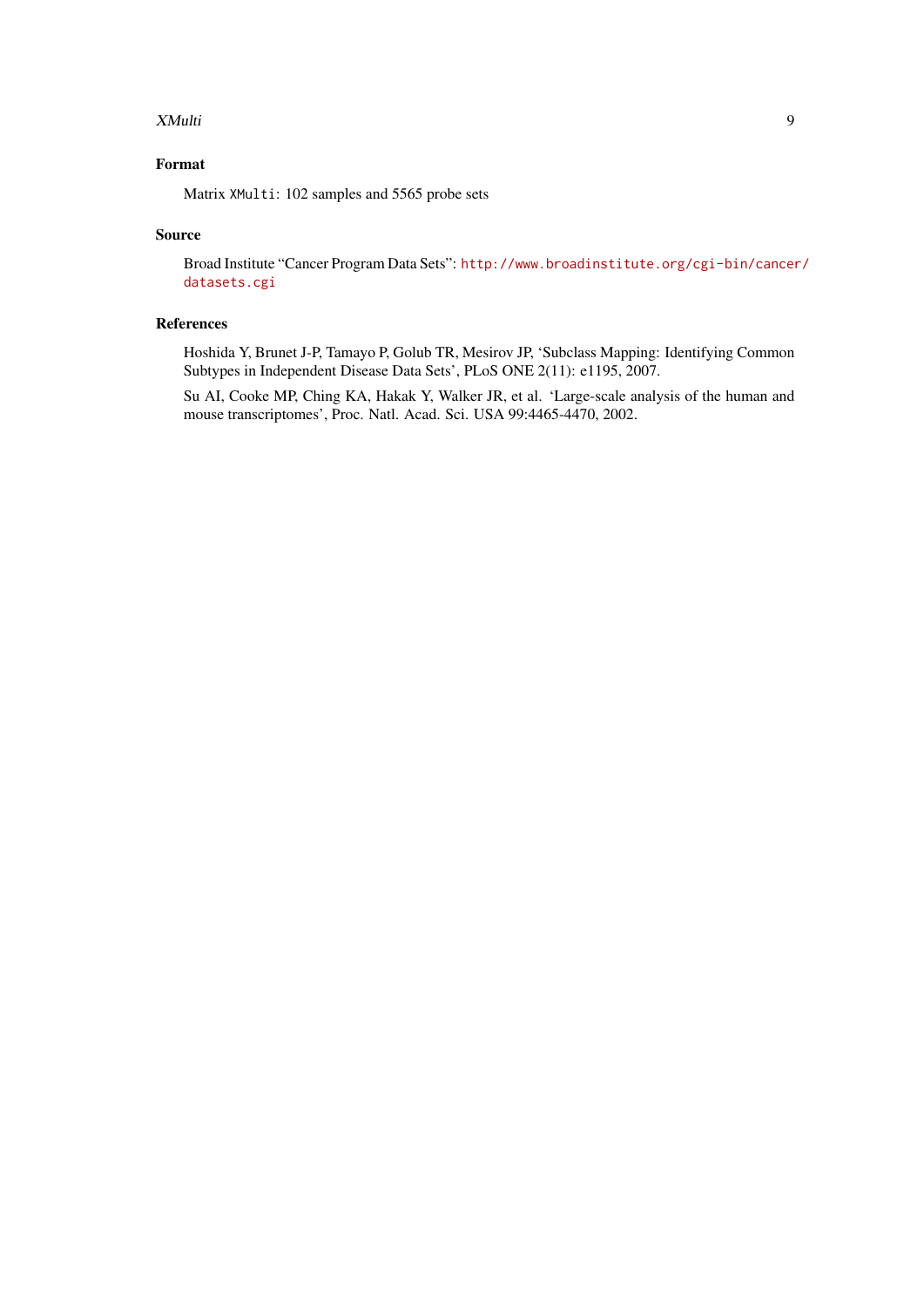## Format

Matrix `XMulti`: 102 samples and 5565 probe sets

## Source

Broad Institute "Cancer Program Data Sets": http://www.broadinstitute.org/cgi-bin/cancer/datasets.cgi

## References

Hoshida Y, Brunet J-P, Tamayo P, Golub TR, Mesirov JP, 'Subclass Mapping: Identifying Common Subtypes in Independent Disease Data Sets', PLoS ONE 2(11): e1195, 2007.

Su AI, Cooke MP, Ching KA, Hakak Y, Walker JR, et al. 'Large-scale analysis of the human and mouse transcriptomes', Proc. Natl. Acad. Sci. USA 99:4465-4470, 2002.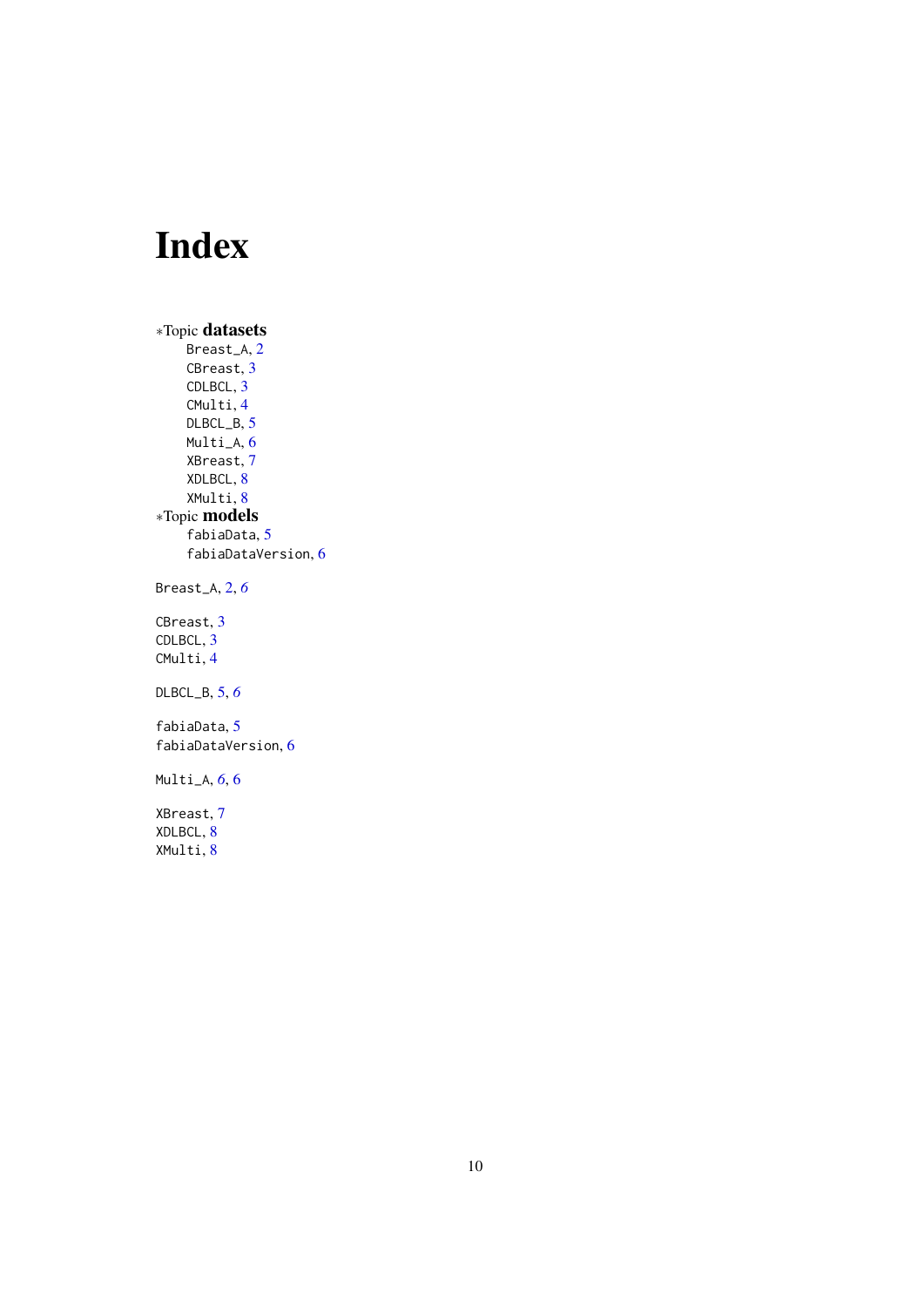# Index

∗Topic **datasets**

Breast_A, 2
CBreast, 3
CDLBCL, 3
CMulti, 4
DLBCL_B, 5
Multi_A, 6
XBreast, 7
XDLBCL, 8
XMulti, 8

∗Topic **models**

fabiaData, 5
fabiaDataVersion, 6

Breast_A, 2, *6*

CBreast, 3
CDLBCL, 3
CMulti, 4

DLBCL_B, 5, *6*

fabiaData, 5
fabiaDataVersion, 6

Multi_A, *6*, 6

XBreast, 7
XDLBCL, 8
XMulti, 8